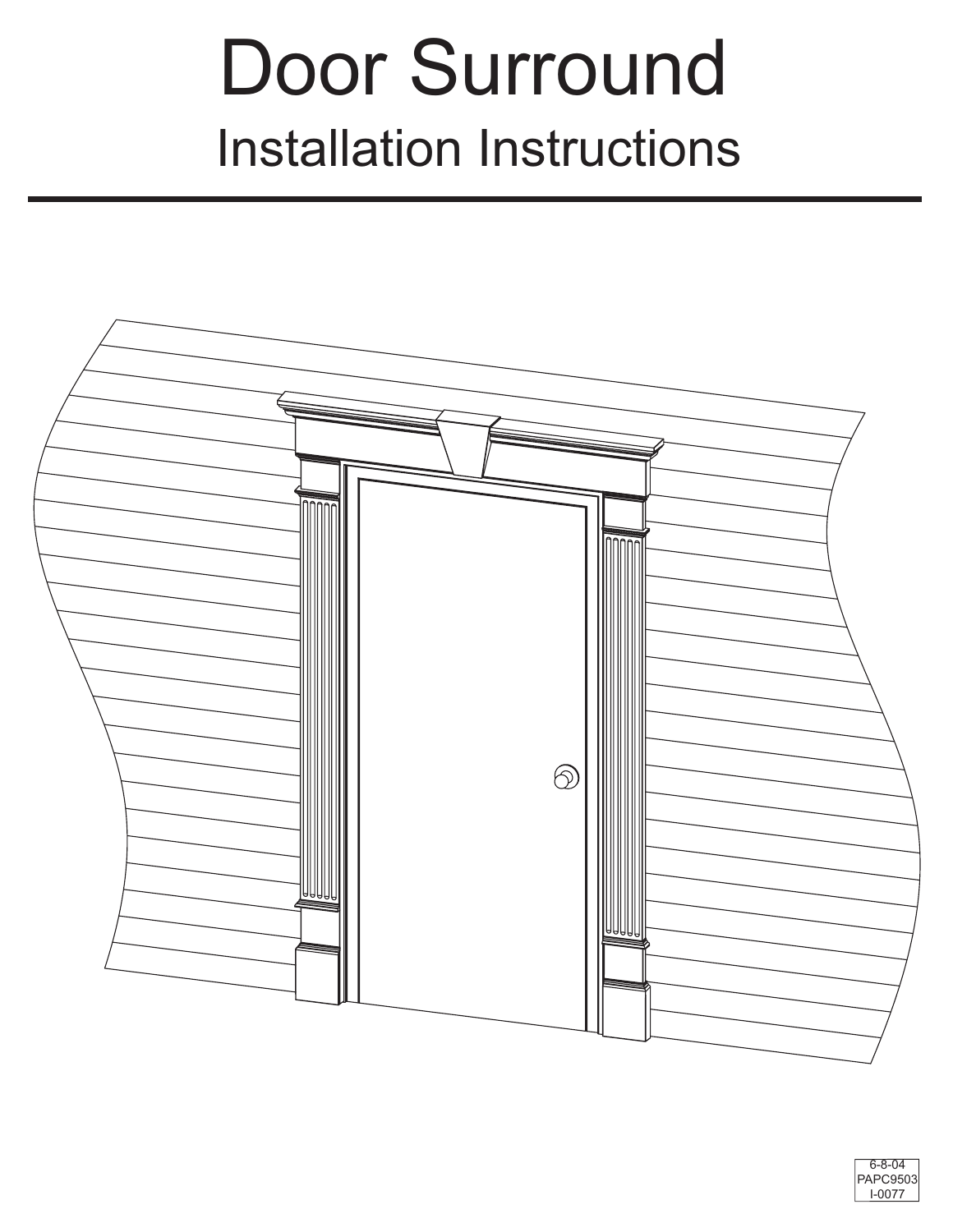# Door Surround

## Installation Instructions

6-8-04
PAPC9503
I-0077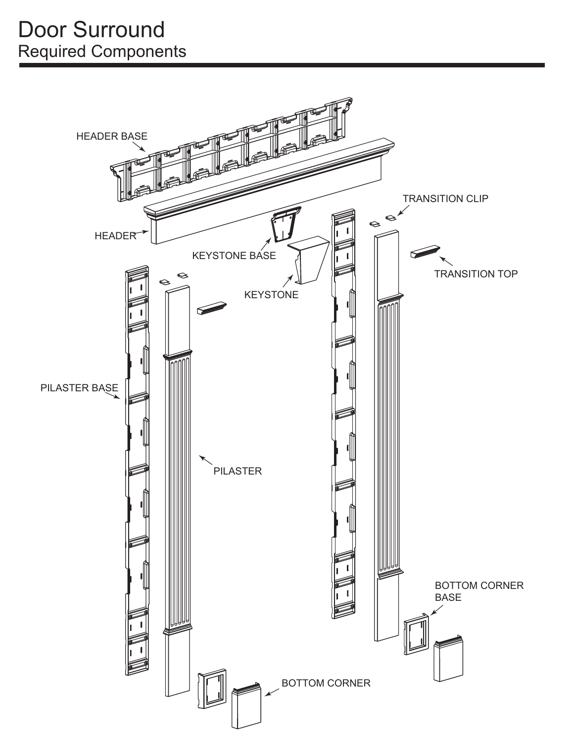# Door Surround

## Required Components

HEADER BASE

HEADER

KEYSTONE BASE

KEYSTONE

TRANSITION CLIP

TRANSITION TOP

PILASTER BASE

PILASTER

BOTTOM CORNER BASE

BOTTOM CORNER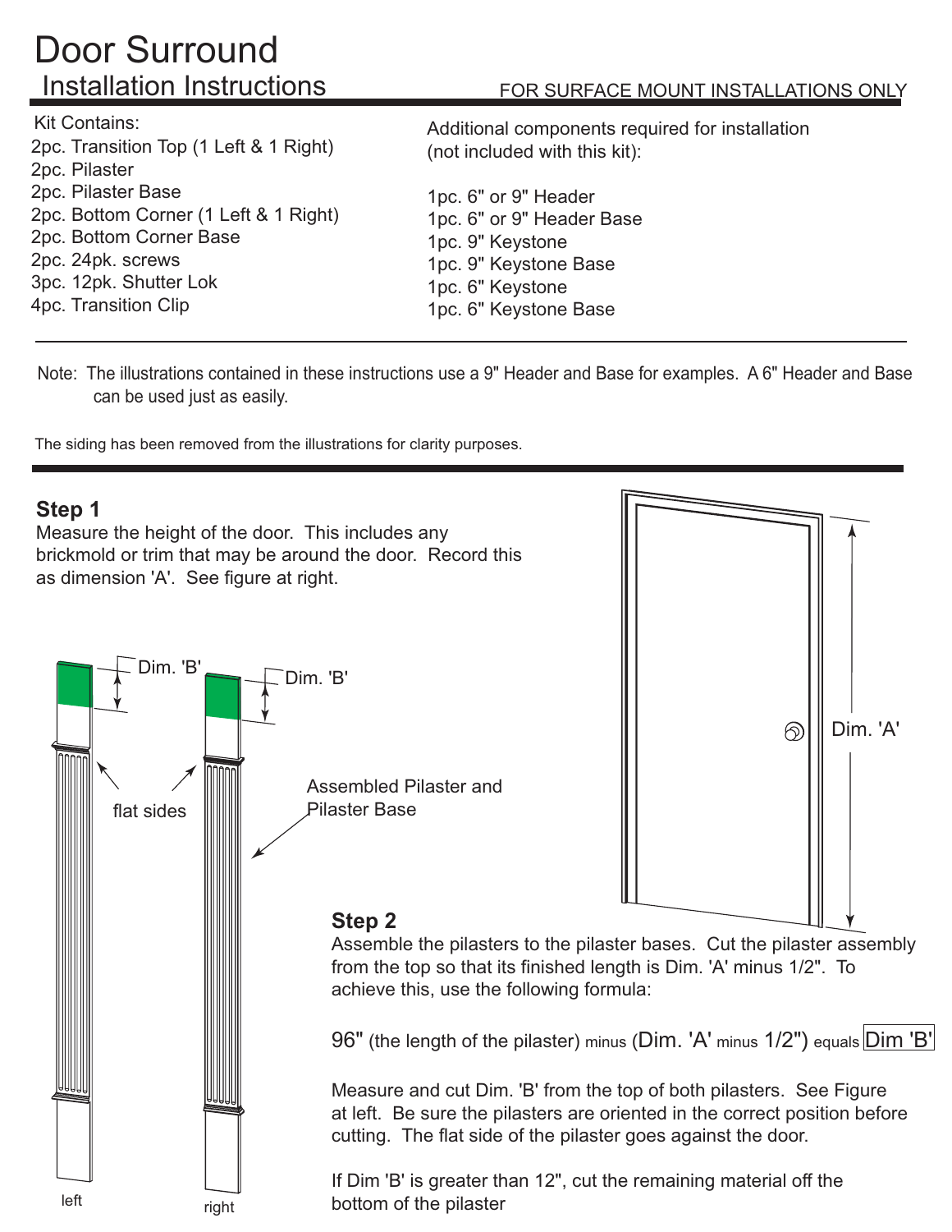# Door Surround

## Installation Instructions

FOR SURFACE MOUNT INSTALLATIONS ONLY

Kit Contains:

2pc. Transition Top (1 Left & 1 Right)
2pc. Pilaster
2pc. Pilaster Base
2pc. Bottom Corner (1 Left & 1 Right)
2pc. Bottom Corner Base
2pc. 24pk. screws
3pc. 12pk. Shutter Lok
4pc. Transition Clip

Additional components required for installation (not included with this kit):

1pc. 6" or 9" Header
1pc. 6" or 9" Header Base
1pc. 9" Keystone
1pc. 9" Keystone Base
1pc. 6" Keystone
1pc. 6" Keystone Base

Note: The illustrations contained in these instructions use a 9" Header and Base for examples. A 6" Header and Base can be used just as easily.

The siding has been removed from the illustrations for clarity purposes.

### Step 1

Measure the height of the door. This includes any brickmold or trim that may be around the door. Record this as dimension 'A'. See figure at right.

Dim. 'A'

Dim. 'B' Dim. 'B'

flat sides

Assembled Pilaster and Pilaster Base

left right

### Step 2

Assemble the pilasters to the pilaster bases. Cut the pilaster assembly from the top so that its finished length is Dim. 'A' minus 1/2". To achieve this, use the following formula:

96" (the length of the pilaster) minus (Dim. 'A' minus 1/2") equals Dim 'B'

Measure and cut Dim. 'B' from the top of both pilasters. See Figure at left. Be sure the pilasters are oriented in the correct position before cutting. The flat side of the pilaster goes against the door.

If Dim 'B' is greater than 12", cut the remaining material off the bottom of the pilaster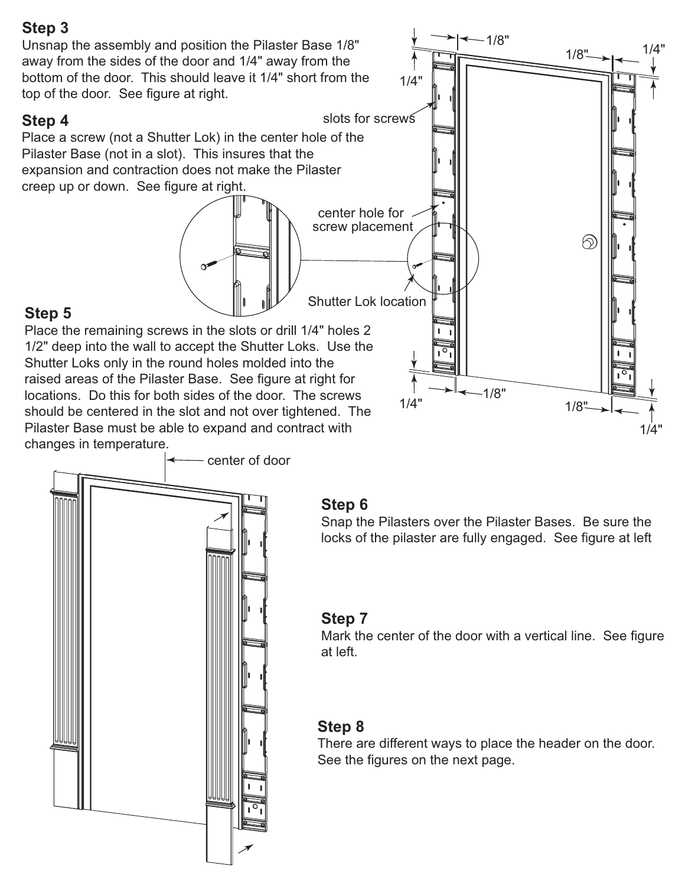## Step 3

Unsnap the assembly and position the Pilaster Base 1/8" away from the sides of the door and 1/4" away from the bottom of the door. This should leave it 1/4" short from the top of the door. See figure at right.

## Step 4

Place a screw (not a Shutter Lok) in the center hole of the Pilaster Base (not in a slot). This insures that the expansion and contraction does not make the Pilaster creep up or down. See figure at right.

## Step 5

Place the remaining screws in the slots or drill 1/4" holes 2 1/2" deep into the wall to accept the Shutter Loks. Use the Shutter Loks only in the round holes molded into the raised areas of the Pilaster Base. See figure at right for locations. Do this for both sides of the door. The screws should be centered in the slot and not over tightened. The Pilaster Base must be able to expand and contract with changes in temperature.

## Step 6

Snap the Pilasters over the Pilaster Bases. Be sure the locks of the pilaster are fully engaged. See figure at left

## Step 7

Mark the center of the door with a vertical line. See figure at left.

## Step 8

There are different ways to place the header on the door. See the figures on the next page.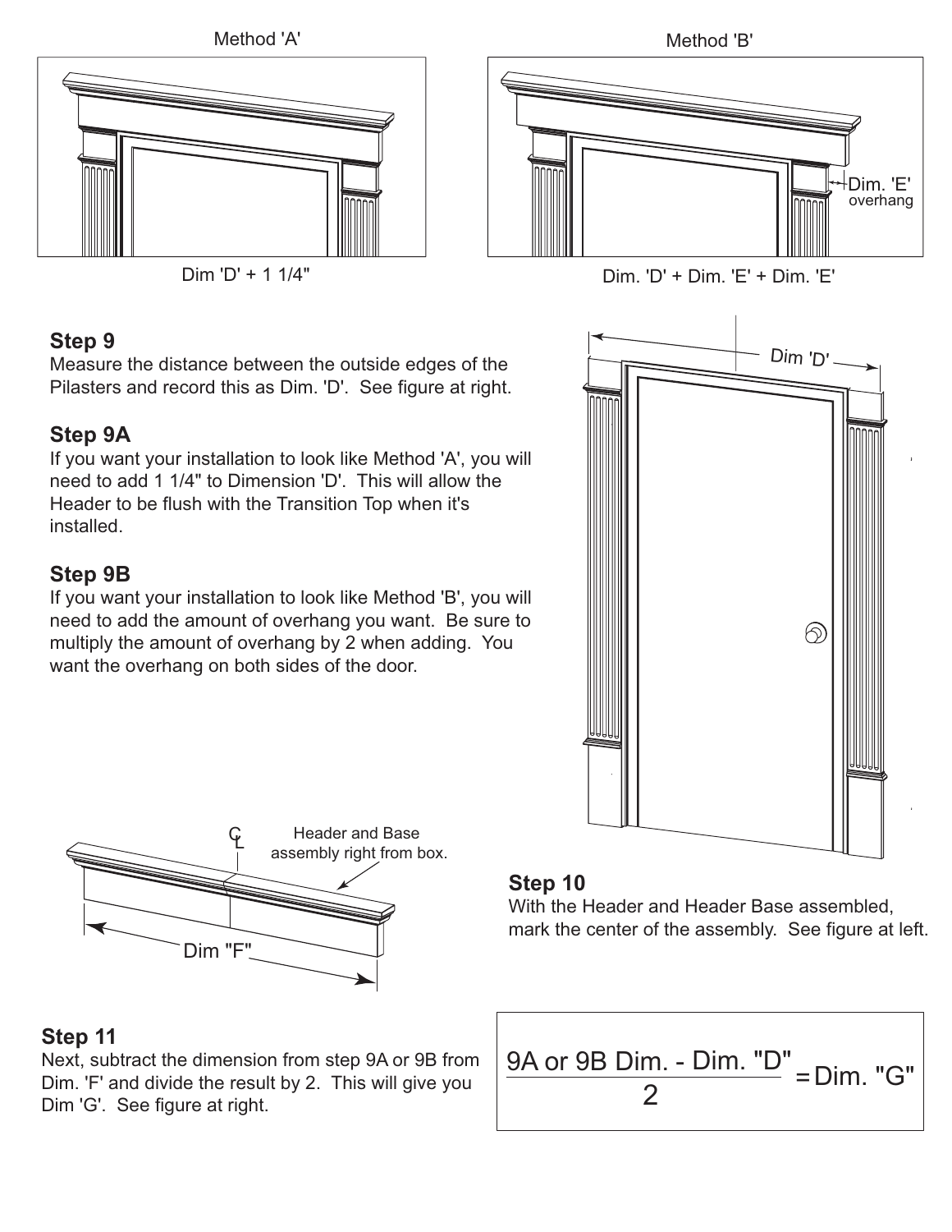Method 'A'

Dim 'D' + 1 1/4"

Method 'B'

Dim. 'E' overhang

Dim. 'D' + Dim. 'E' + Dim. 'E'

### Step 9

Measure the distance between the outside edges of the Pilasters and record this as Dim. 'D'. See figure at right.

### Step 9A

If you want your installation to look like Method 'A', you will need to add 1 1/4" to Dimension 'D'. This will allow the Header to be flush with the Transition Top when it's installed.

### Step 9B

If you want your installation to look like Method 'B', you will need to add the amount of overhang you want. Be sure to multiply the amount of overhang by 2 when adding. You want the overhang on both sides of the door.

Dim 'D'

CL

Header and Base assembly right from box.

Dim "F"

### Step 10

With the Header and Header Base assembled, mark the center of the assembly. See figure at left.

### Step 11

Next, subtract the dimension from step 9A or 9B from Dim. 'F' and divide the result by 2. This will give you Dim 'G'. See figure at right.

$$\frac{\text{9A or 9B Dim. - Dim. "D"}}{2} = \text{Dim. "G"}$$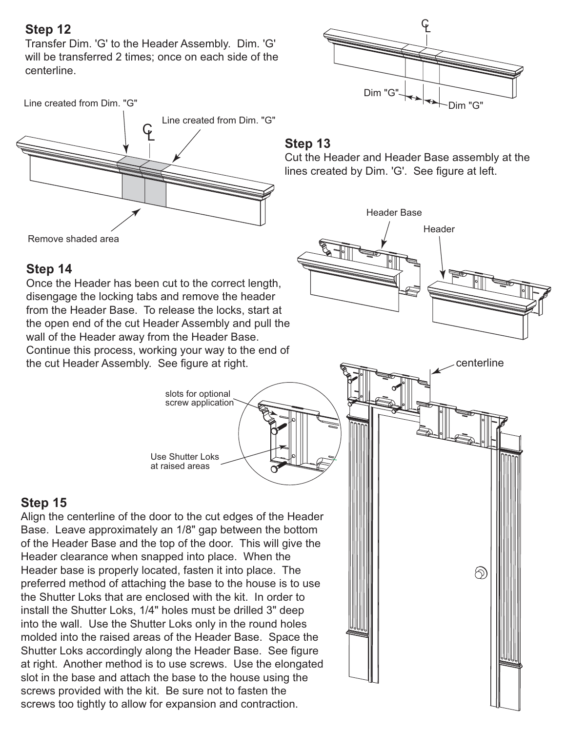## Step 12

Transfer Dim. 'G' to the Header Assembly. Dim. 'G' will be transferred 2 times; once on each side of the centerline.

Line created from Dim. "G"

Line created from Dim. "G"

Remove shaded area

Dim "G"

Dim "G"

## Step 13

Cut the Header and Header Base assembly at the lines created by Dim. 'G'. See figure at left.

Header Base

Header

## Step 14

Once the Header has been cut to the correct length, disengage the locking tabs and remove the header from the Header Base. To release the locks, start at the open end of the cut Header Assembly and pull the wall of the Header away from the Header Base. Continue this process, working your way to the end of the cut Header Assembly. See figure at right.

centerline

slots for optional screw application

Use Shutter Loks at raised areas

## Step 15

Align the centerline of the door to the cut edges of the Header Base. Leave approximately an 1/8" gap between the bottom of the Header Base and the top of the door. This will give the Header clearance when snapped into place. When the Header base is properly located, fasten it into place. The preferred method of attaching the base to the house is to use the Shutter Loks that are enclosed with the kit. In order to install the Shutter Loks, 1/4" holes must be drilled 3" deep into the wall. Use the Shutter Loks only in the round holes molded into the raised areas of the Header Base. Space the Shutter Loks accordingly along the Header Base. See figure at right. Another method is to use screws. Use the elongated slot in the base and attach the base to the house using the screws provided with the kit. Be sure not to fasten the screws too tightly to allow for expansion and contraction.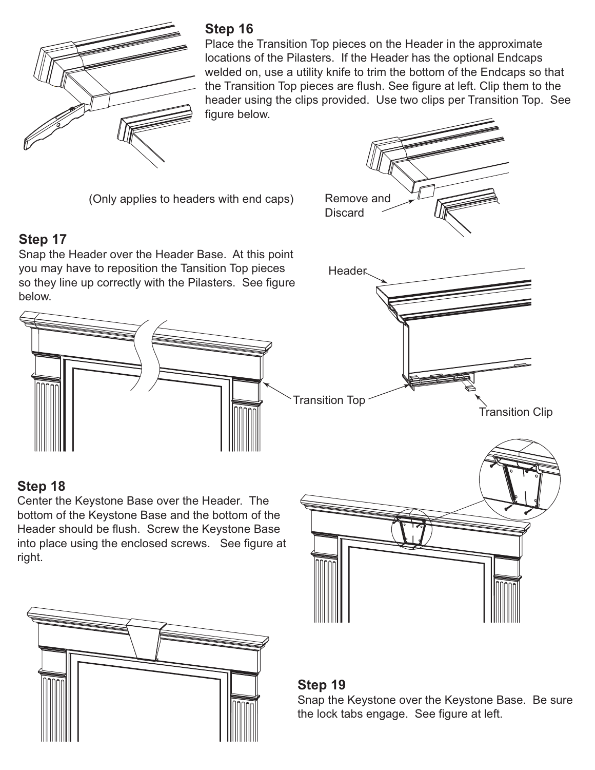## Step 16

Place the Transition Top pieces on the Header in the approximate locations of the Pilasters. If the Header has the optional Endcaps welded on, use a utility knife to trim the bottom of the Endcaps so that the Transition Top pieces are flush. See figure at left. Clip them to the header using the clips provided. Use two clips per Transition Top. See figure below.

(Only applies to headers with end caps)

Remove and Discard

## Step 17

Snap the Header over the Header Base. At this point you may have to reposition the Tansition Top pieces so they line up correctly with the Pilasters. See figure below.

Header

Transition Top

Transition Clip

## Step 18

Center the Keystone Base over the Header. The bottom of the Keystone Base and the bottom of the Header should be flush. Screw the Keystone Base into place using the enclosed screws. See figure at right.

## Step 19

Snap the Keystone over the Keystone Base. Be sure the lock tabs engage. See figure at left.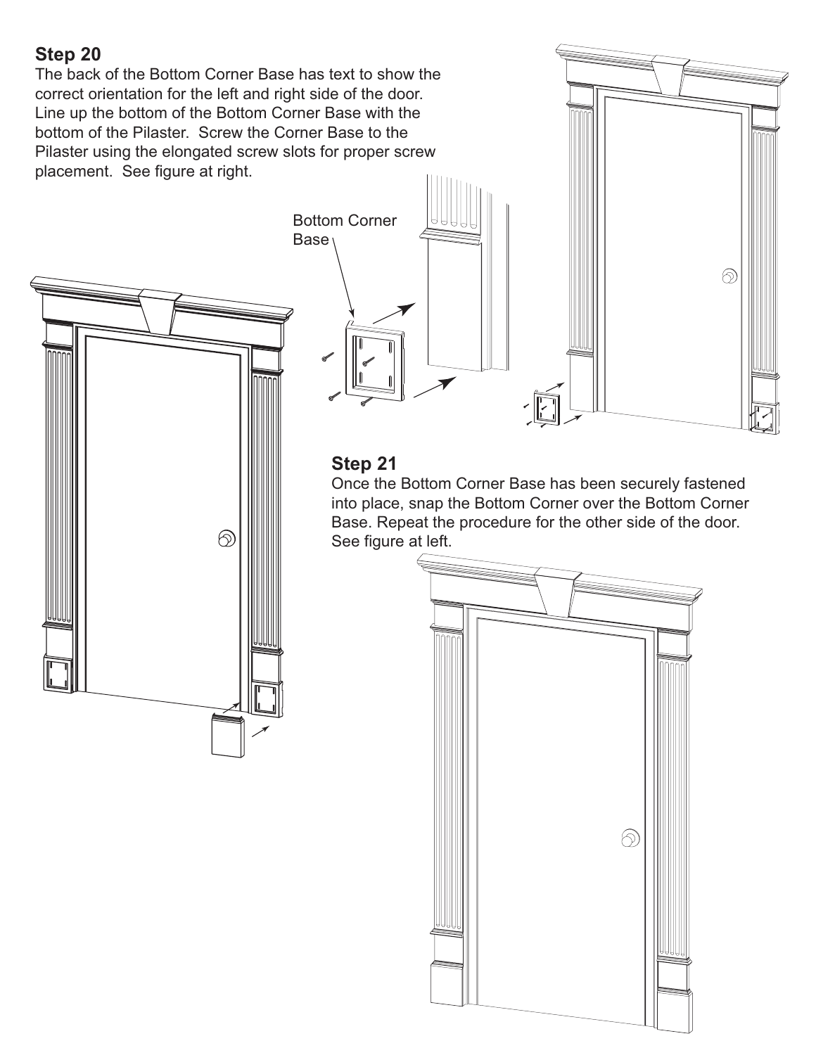## Step 20

The back of the Bottom Corner Base has text to show the correct orientation for the left and right side of the door. Line up the bottom of the Bottom Corner Base with the bottom of the Pilaster. Screw the Corner Base to the Pilaster using the elongated screw slots for proper screw placement. See figure at right.

Bottom Corner Base

## Step 21

Once the Bottom Corner Base has been securely fastened into place, snap the Bottom Corner over the Bottom Corner Base. Repeat the procedure for the other side of the door. See figure at left.